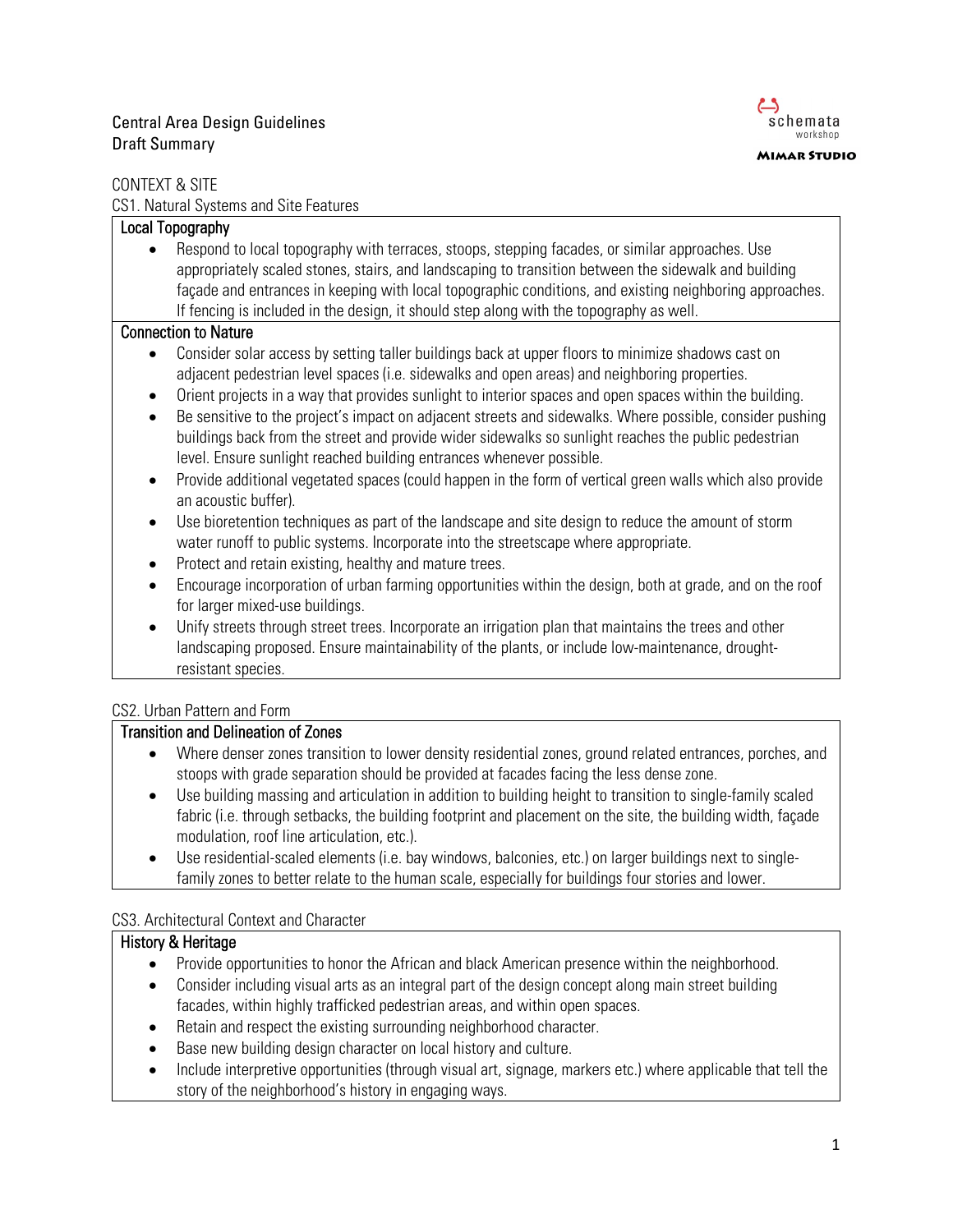# Central Area Design Guidelines
Draft Summary

schemata workshop

MIMAR STUDIO

## CONTEXT & SITE

### CS1. Natural Systems and Site Features

**Local Topography**

- Respond to local topography with terraces, stoops, stepping facades, or similar approaches. Use appropriately scaled stones, stairs, and landscaping to transition between the sidewalk and building façade and entrances in keeping with local topographic conditions, and existing neighboring approaches. If fencing is included in the design, it should step along with the topography as well.

**Connection to Nature**

- Consider solar access by setting taller buildings back at upper floors to minimize shadows cast on adjacent pedestrian level spaces (i.e. sidewalks and open areas) and neighboring properties.
- Orient projects in a way that provides sunlight to interior spaces and open spaces within the building.
- Be sensitive to the project's impact on adjacent streets and sidewalks. Where possible, consider pushing buildings back from the street and provide wider sidewalks so sunlight reaches the public pedestrian level. Ensure sunlight reached building entrances whenever possible.
- Provide additional vegetated spaces (could happen in the form of vertical green walls which also provide an acoustic buffer).
- Use bioretention techniques as part of the landscape and site design to reduce the amount of storm water runoff to public systems. Incorporate into the streetscape where appropriate.
- Protect and retain existing, healthy and mature trees.
- Encourage incorporation of urban farming opportunities within the design, both at grade, and on the roof for larger mixed-use buildings.
- Unify streets through street trees. Incorporate an irrigation plan that maintains the trees and other landscaping proposed. Ensure maintainability of the plants, or include low-maintenance, drought-resistant species.

### CS2. Urban Pattern and Form

**Transition and Delineation of Zones**

- Where denser zones transition to lower density residential zones, ground related entrances, porches, and stoops with grade separation should be provided at facades facing the less dense zone.
- Use building massing and articulation in addition to building height to transition to single-family scaled fabric (i.e. through setbacks, the building footprint and placement on the site, the building width, façade modulation, roof line articulation, etc.).
- Use residential-scaled elements (i.e. bay windows, balconies, etc.) on larger buildings next to single-family zones to better relate to the human scale, especially for buildings four stories and lower.

### CS3. Architectural Context and Character

**History & Heritage**

- Provide opportunities to honor the African and black American presence within the neighborhood.
- Consider including visual arts as an integral part of the design concept along main street building facades, within highly trafficked pedestrian areas, and within open spaces.
- Retain and respect the existing surrounding neighborhood character.
- Base new building design character on local history and culture.
- Include interpretive opportunities (through visual art, signage, markers etc.) where applicable that tell the story of the neighborhood's history in engaging ways.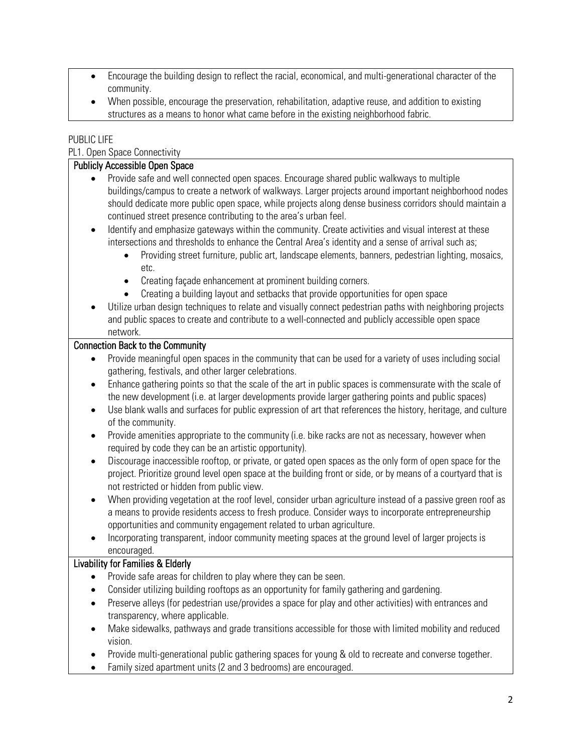- Encourage the building design to reflect the racial, economical, and multi-generational character of the community.
- When possible, encourage the preservation, rehabilitation, adaptive reuse, and addition to existing structures as a means to honor what came before in the existing neighborhood fabric.

PUBLIC LIFE

PL1. Open Space Connectivity

**Publicly Accessible Open Space**

- Provide safe and well connected open spaces. Encourage shared public walkways to multiple buildings/campus to create a network of walkways. Larger projects around important neighborhood nodes should dedicate more public open space, while projects along dense business corridors should maintain a continued street presence contributing to the area's urban feel.
- Identify and emphasize gateways within the community. Create activities and visual interest at these intersections and thresholds to enhance the Central Area's identity and a sense of arrival such as;
  - Providing street furniture, public art, landscape elements, banners, pedestrian lighting, mosaics, etc.
  - Creating façade enhancement at prominent building corners.
  - Creating a building layout and setbacks that provide opportunities for open space
- Utilize urban design techniques to relate and visually connect pedestrian paths with neighboring projects and public spaces to create and contribute to a well-connected and publicly accessible open space network.

**Connection Back to the Community**

- Provide meaningful open spaces in the community that can be used for a variety of uses including social gathering, festivals, and other larger celebrations.
- Enhance gathering points so that the scale of the art in public spaces is commensurate with the scale of the new development (i.e. at larger developments provide larger gathering points and public spaces)
- Use blank walls and surfaces for public expression of art that references the history, heritage, and culture of the community.
- Provide amenities appropriate to the community (i.e. bike racks are not as necessary, however when required by code they can be an artistic opportunity).
- Discourage inaccessible rooftop, or private, or gated open spaces as the only form of open space for the project. Prioritize ground level open space at the building front or side, or by means of a courtyard that is not restricted or hidden from public view.
- When providing vegetation at the roof level, consider urban agriculture instead of a passive green roof as a means to provide residents access to fresh produce. Consider ways to incorporate entrepreneurship opportunities and community engagement related to urban agriculture.
- Incorporating transparent, indoor community meeting spaces at the ground level of larger projects is encouraged.

**Livability for Families & Elderly**

- Provide safe areas for children to play where they can be seen.
- Consider utilizing building rooftops as an opportunity for family gathering and gardening.
- Preserve alleys (for pedestrian use/provides a space for play and other activities) with entrances and transparency, where applicable.
- Make sidewalks, pathways and grade transitions accessible for those with limited mobility and reduced vision.
- Provide multi-generational public gathering spaces for young & old to recreate and converse together.
- Family sized apartment units (2 and 3 bedrooms) are encouraged.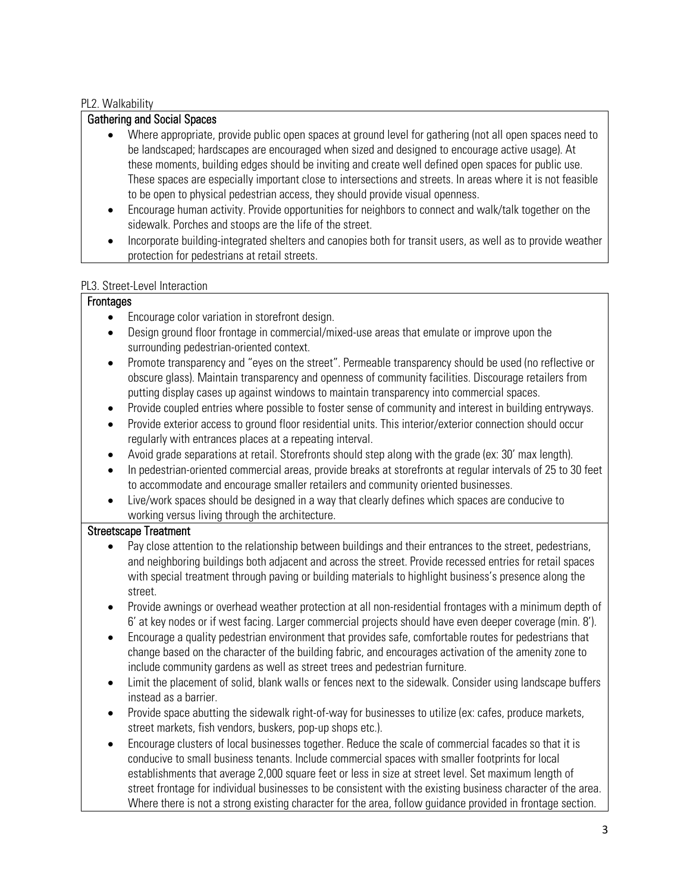PL2. Walkability

**Gathering and Social Spaces**

- Where appropriate, provide public open spaces at ground level for gathering (not all open spaces need to be landscaped; hardscapes are encouraged when sized and designed to encourage active usage). At these moments, building edges should be inviting and create well defined open spaces for public use. These spaces are especially important close to intersections and streets. In areas where it is not feasible to be open to physical pedestrian access, they should provide visual openness.
- Encourage human activity. Provide opportunities for neighbors to connect and walk/talk together on the sidewalk. Porches and stoops are the life of the street.
- Incorporate building-integrated shelters and canopies both for transit users, as well as to provide weather protection for pedestrians at retail streets.

PL3. Street-Level Interaction

**Frontages**

- Encourage color variation in storefront design.
- Design ground floor frontage in commercial/mixed-use areas that emulate or improve upon the surrounding pedestrian-oriented context.
- Promote transparency and "eyes on the street". Permeable transparency should be used (no reflective or obscure glass). Maintain transparency and openness of community facilities. Discourage retailers from putting display cases up against windows to maintain transparency into commercial spaces.
- Provide coupled entries where possible to foster sense of community and interest in building entryways.
- Provide exterior access to ground floor residential units. This interior/exterior connection should occur regularly with entrances places at a repeating interval.
- Avoid grade separations at retail. Storefronts should step along with the grade (ex: 30' max length).
- In pedestrian-oriented commercial areas, provide breaks at storefronts at regular intervals of 25 to 30 feet to accommodate and encourage smaller retailers and community oriented businesses.
- Live/work spaces should be designed in a way that clearly defines which spaces are conducive to working versus living through the architecture.

**Streetscape Treatment**

- Pay close attention to the relationship between buildings and their entrances to the street, pedestrians, and neighboring buildings both adjacent and across the street. Provide recessed entries for retail spaces with special treatment through paving or building materials to highlight business's presence along the street.
- Provide awnings or overhead weather protection at all non-residential frontages with a minimum depth of 6' at key nodes or if west facing. Larger commercial projects should have even deeper coverage (min. 8').
- Encourage a quality pedestrian environment that provides safe, comfortable routes for pedestrians that change based on the character of the building fabric, and encourages activation of the amenity zone to include community gardens as well as street trees and pedestrian furniture.
- Limit the placement of solid, blank walls or fences next to the sidewalk. Consider using landscape buffers instead as a barrier.
- Provide space abutting the sidewalk right-of-way for businesses to utilize (ex: cafes, produce markets, street markets, fish vendors, buskers, pop-up shops etc.).
- Encourage clusters of local businesses together. Reduce the scale of commercial facades so that it is conducive to small business tenants. Include commercial spaces with smaller footprints for local establishments that average 2,000 square feet or less in size at street level. Set maximum length of street frontage for individual businesses to be consistent with the existing business character of the area. Where there is not a strong existing character for the area, follow guidance provided in frontage section.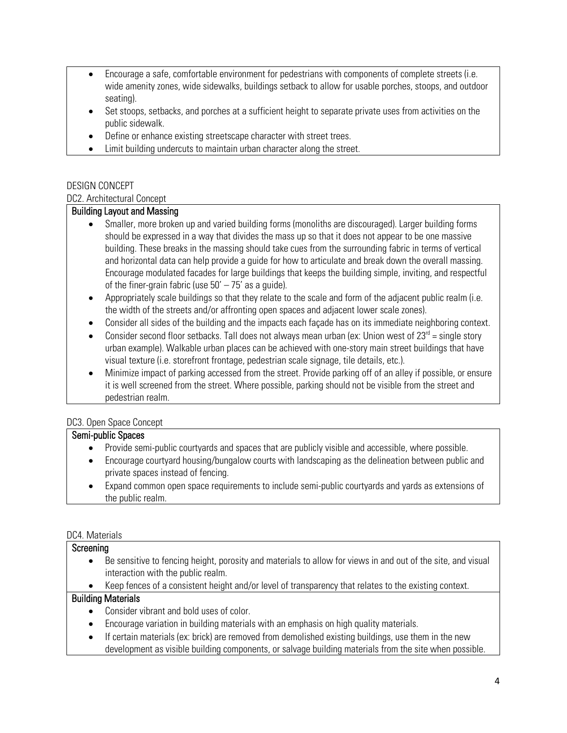- Encourage a safe, comfortable environment for pedestrians with components of complete streets (i.e. wide amenity zones, wide sidewalks, buildings setback to allow for usable porches, stoops, and outdoor seating).
- Set stoops, setbacks, and porches at a sufficient height to separate private uses from activities on the public sidewalk.
- Define or enhance existing streetscape character with street trees.
- Limit building undercuts to maintain urban character along the street.

## DESIGN CONCEPT

### DC2. Architectural Concept

**Building Layout and Massing**

- Smaller, more broken up and varied building forms (monoliths are discouraged). Larger building forms should be expressed in a way that divides the mass up so that it does not appear to be one massive building. These breaks in the massing should take cues from the surrounding fabric in terms of vertical and horizontal data can help provide a guide for how to articulate and break down the overall massing. Encourage modulated facades for large buildings that keeps the building simple, inviting, and respectful of the finer-grain fabric (use 50' – 75' as a guide).
- Appropriately scale buildings so that they relate to the scale and form of the adjacent public realm (i.e. the width of the streets and/or affronting open spaces and adjacent lower scale zones).
- Consider all sides of the building and the impacts each façade has on its immediate neighboring context.
- Consider second floor setbacks. Tall does not always mean urban (ex: Union west of 23rd = single story urban example). Walkable urban places can be achieved with one-story main street buildings that have visual texture (i.e. storefront frontage, pedestrian scale signage, tile details, etc.).
- Minimize impact of parking accessed from the street. Provide parking off of an alley if possible, or ensure it is well screened from the street. Where possible, parking should not be visible from the street and pedestrian realm.

### DC3. Open Space Concept

**Semi-public Spaces**

- Provide semi-public courtyards and spaces that are publicly visible and accessible, where possible.
- Encourage courtyard housing/bungalow courts with landscaping as the delineation between public and private spaces instead of fencing.
- Expand common open space requirements to include semi-public courtyards and yards as extensions of the public realm.

### DC4. Materials

**Screening**

- Be sensitive to fencing height, porosity and materials to allow for views in and out of the site, and visual interaction with the public realm.
- Keep fences of a consistent height and/or level of transparency that relates to the existing context.

**Building Materials**

- Consider vibrant and bold uses of color.
- Encourage variation in building materials with an emphasis on high quality materials.
- If certain materials (ex: brick) are removed from demolished existing buildings, use them in the new development as visible building components, or salvage building materials from the site when possible.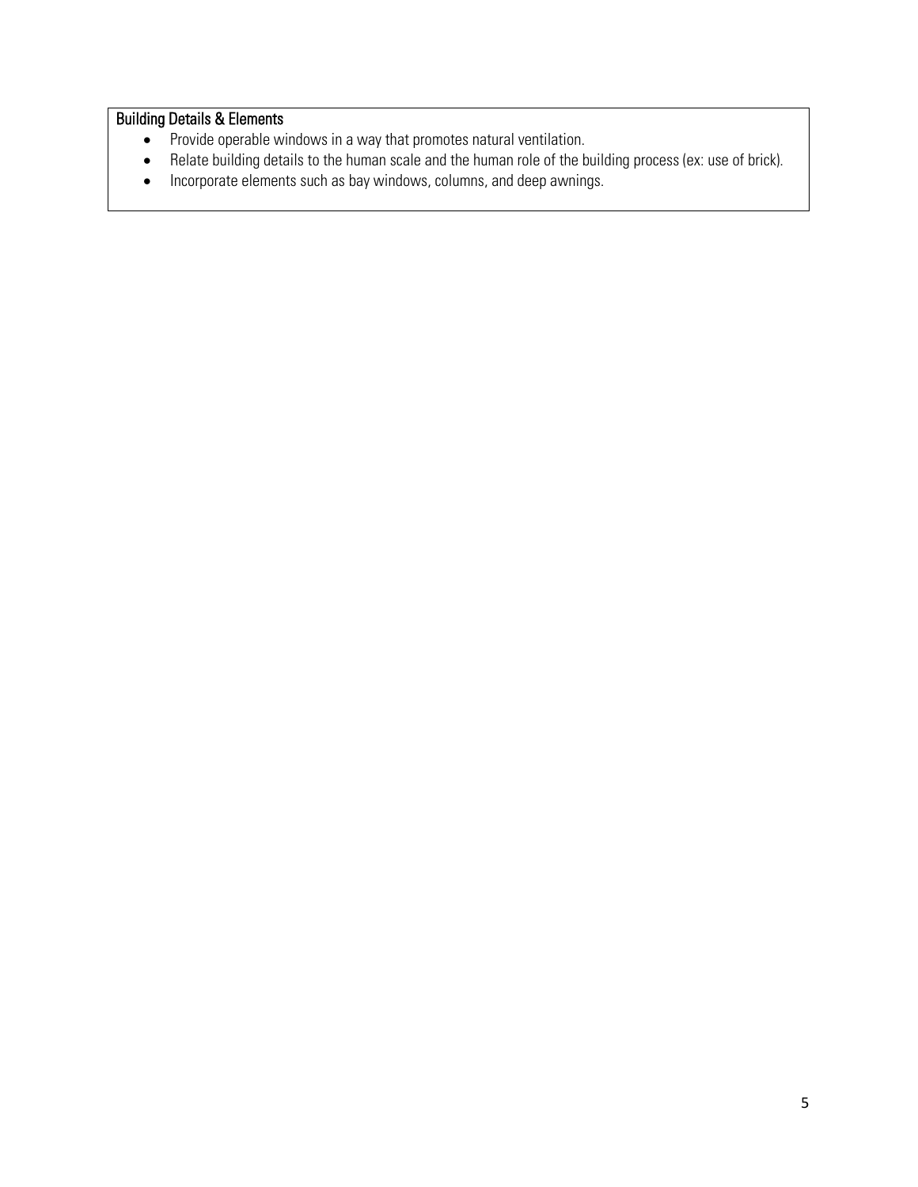### Building Details & Elements

- Provide operable windows in a way that promotes natural ventilation.
- Relate building details to the human scale and the human role of the building process (ex: use of brick).
- Incorporate elements such as bay windows, columns, and deep awnings.